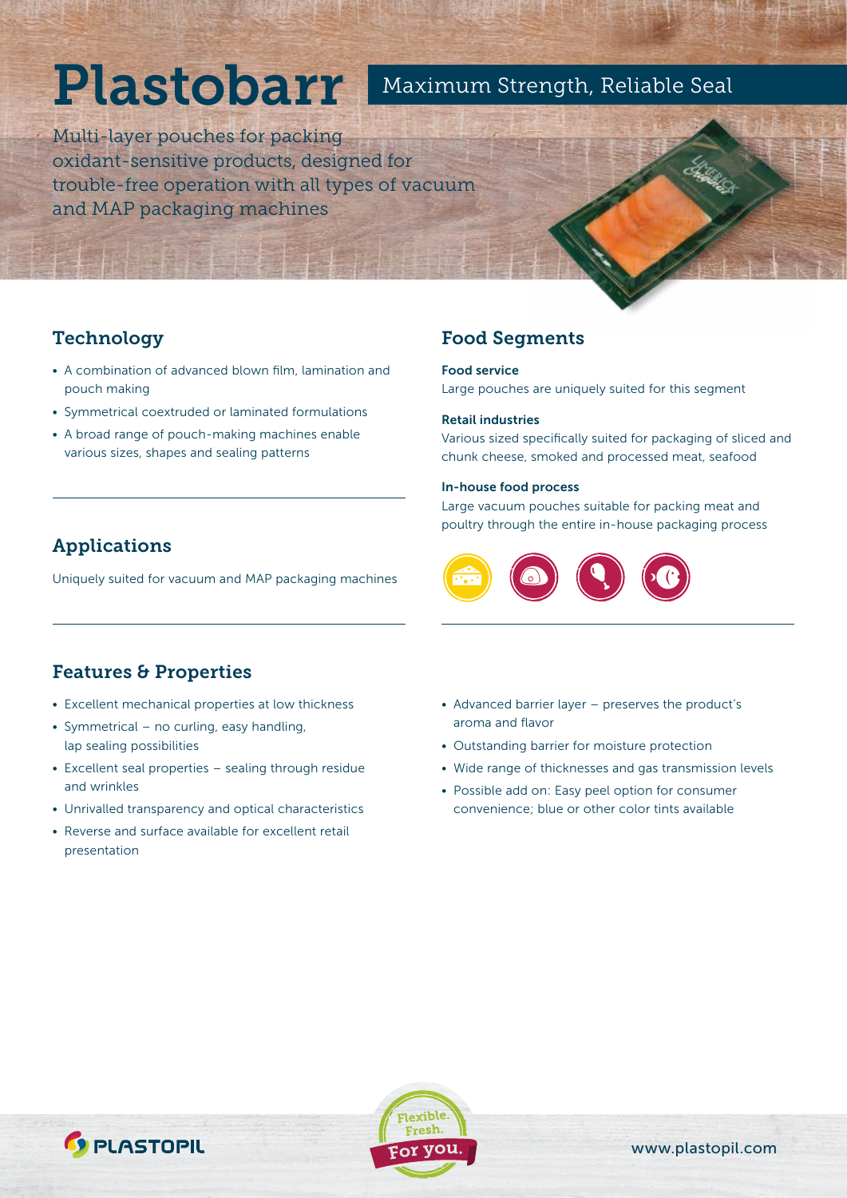# Plastobarr

## Maximum Strength, Reliable Seal

Multi-layer pouches for packing oxidant-sensitive products, designed for trouble-free operation with all types of vacuum and MAP packaging machines

## Technology

- A combination of advanced blown film, lamination and pouch making
- Symmetrical coextruded or laminated formulations
- A broad range of pouch-making machines enable various sizes, shapes and sealing patterns

## Applications

Uniquely suited for vacuum and MAP packaging machines

## Food Segments

**Food service**
Large pouches are uniquely suited for this segment

**Retail industries**
Various sized specifically suited for packaging of sliced and chunk cheese, smoked and processed meat, seafood

**In-house food process**
Large vacuum pouches suitable for packing meat and poultry through the entire in-house packaging process

## Features & Properties

- Excellent mechanical properties at low thickness
- Symmetrical – no curling, easy handling, lap sealing possibilities
- Excellent seal properties – sealing through residue and wrinkles
- Unrivalled transparency and optical characteristics
- Reverse and surface available for excellent retail presentation
- Advanced barrier layer – preserves the product's aroma and flavor
- Outstanding barrier for moisture protection
- Wide range of thicknesses and gas transmission levels
- Possible add on: Easy peel option for consumer convenience; blue or other color tints available

PLASTOPIL

Flexible. Fresh. For you.

www.plastopil.com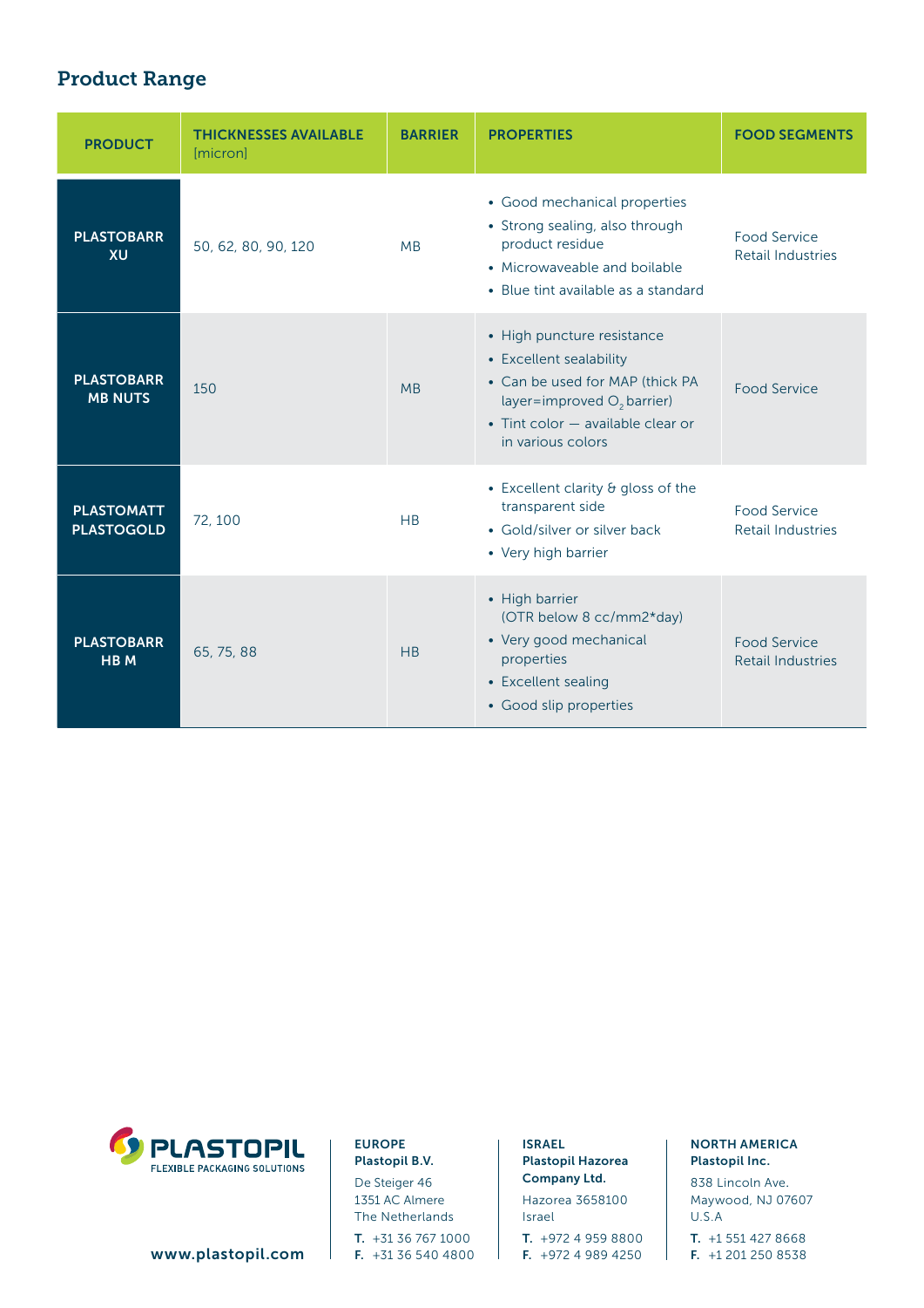## Product Range

| PRODUCT | THICKNESSES AVAILABLE [micron] | BARRIER | PROPERTIES | FOOD SEGMENTS |
|---|---|---|---|---|
| PLASTOBARR XU | 50, 62, 80, 90, 120 | MB | • Good mechanical properties<br>• Strong sealing, also through product residue<br>• Microwaveable and boilable<br>• Blue tint available as a standard | Food Service<br>Retail Industries |
| PLASTOBARR MB NUTS | 150 | MB | • High puncture resistance<br>• Excellent sealability<br>• Can be used for MAP (thick PA layer=improved $O_2$ barrier)<br>• Tint color — available clear or in various colors | Food Service |
| PLASTOMATT PLASTOGOLD | 72, 100 | HB | • Excellent clarity & gloss of the transparent side<br>• Gold/silver or silver back<br>• Very high barrier | Food Service<br>Retail Industries |
| PLASTOBARR HB M | 65, 75, 88 | HB | • High barrier (OTR below 8 cc/mm2*day)<br>• Very good mechanical properties<br>• Excellent sealing<br>• Good slip properties | Food Service<br>Retail Industries |

PLASTOPIL
FLEXIBLE PACKAGING SOLUTIONS

www.plastopil.com

**EUROPE**
**Plastopil B.V.**
De Steiger 46
1351 AC Almere
The Netherlands
**T.** +31 36 767 1000
**F.** +31 36 540 4800

**ISRAEL**
**Plastopil Hazorea Company Ltd.**
Hazorea 3658100
Israel
**T.** +972 4 959 8800
**F.** +972 4 989 4250

**NORTH AMERICA**
**Plastopil Inc.**
838 Lincoln Ave.
Maywood, NJ 07607
U.S.A
**T.** +1 551 427 8668
**F.** +1 201 250 8538